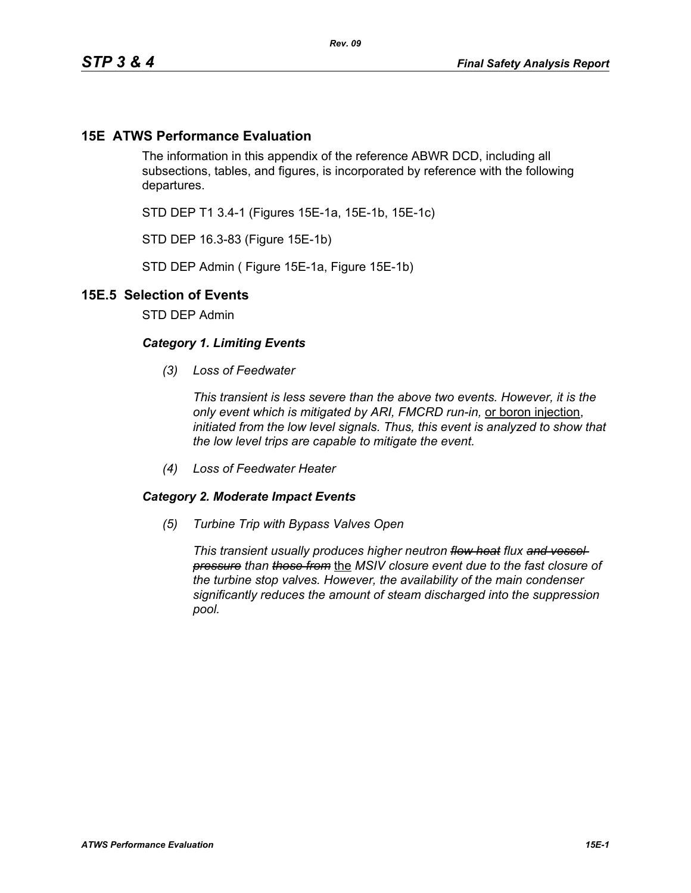# 15E ATWS Performance Evaluation

The information in this appendix of the reference ABWR DCD, including all subsections, tables, and figures, is incorporated by reference with the following departures.

STD DEP T1 3.4-1 (Figures 15E-1a, 15E-1b, 15E-1c)

STD DEP 16.3-83 (Figure 15E-1b)

STD DEP Admin ( Figure 15E-1a, Figure 15E-1b)

## 15E.5 Selection of Events

STD DEP Admin

***Category 1. Limiting Events***

*(3) Loss of Feedwater*

*This transient is less severe than the above two events. However, it is the only event which is mitigated by ARI, FMCRD run-in,* <u>or boron injection</u>, *initiated from the low level signals. Thus, this event is analyzed to show that the low level trips are capable to mitigate the event.*

*(4) Loss of Feedwater Heater*

***Category 2. Moderate Impact Events***

*(5) Turbine Trip with Bypass Valves Open*

*This transient usually produces higher neutron ~~flow heat~~ flux ~~and vessel pressure~~ than ~~those from~~* <u>the</u> *MSIV closure event due to the fast closure of the turbine stop valves. However, the availability of the main condenser significantly reduces the amount of steam discharged into the suppression pool.*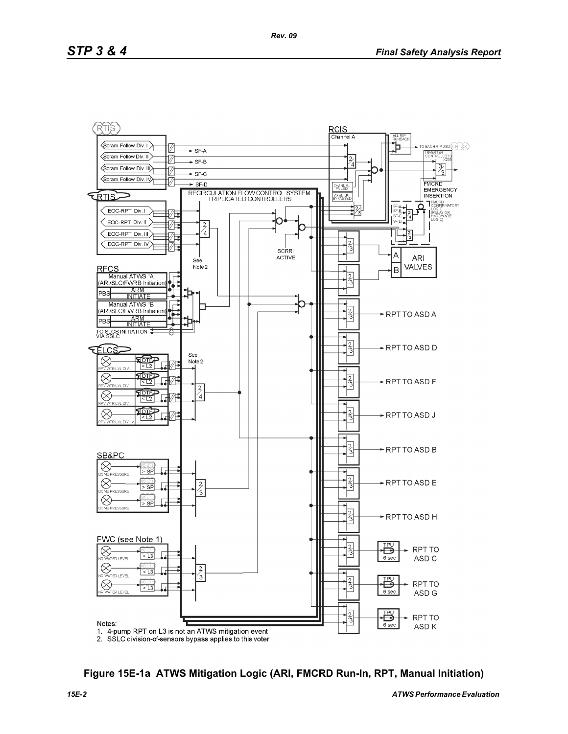RTIS

Scram Follow Div. I

Scram Follow Div. II

Scram Follow Div. III

Scram Follow Div. IV

SF-A

SF-B

SF-C

SF-D

RTIS

EOC-RPT Div. I

EOC-RPT Div. II

EOC-RPT Div. III

EOC-RPT Div. IV

RECIRCULATION FLOW CONTROL SYSTEM TRIPLICATED CONTROLLERS

RCIS Channel A

ALL RIP RUNBACK

TO EACH RIP ASD A-H, J&K

INVERTER CONTROLLERS X205

FMCRD EMERGENCY INSERTION

CHANNEL FAILED

CHANNEL BYPASSED

FMCRD CONFIRMATORY LOGIC (RELAY OR HARDWARE LOGIC)

SCRRI ACTIVE

See Note 2

ARI VALVES

RFCS

Manual ATWS "A" (ARI/SLC/FWRB Initiation)

PBS ARM INITIATE

Manual ATWS "B" (ARI/SLC/FWRB Initiation)

PBS ARM INITIATE

TO SLCS INITIATION VIA SSLC

ELCS

RPV WTR LVL DIV. I

RPV WTR LVL DIV. II

RPV WTR LVL DIV. III

RPV WTR LVL DIV. IV

See Note 2

SB&PC

DOME PRESSURE

FWC (see Note 1)

NR WATER LEVEL

RPT TO ASD A

RPT TO ASD D

RPT TO ASD F

RPT TO ASD J

RPT TO ASD B

RPT TO ASD E

RPT TO ASD H

RPT TO ASD C

RPT TO ASD G

RPT TO ASD K

TPU 6 sec

Notes:
1. 4-pump RPT on L3 is not an ATWS mitigation event
2. SSLC division-of-sensors bypass applies to this voter

**Figure 15E-1a ATWS Mitigation Logic (ARI, FMCRD Run-In, RPT, Manual Initiation)**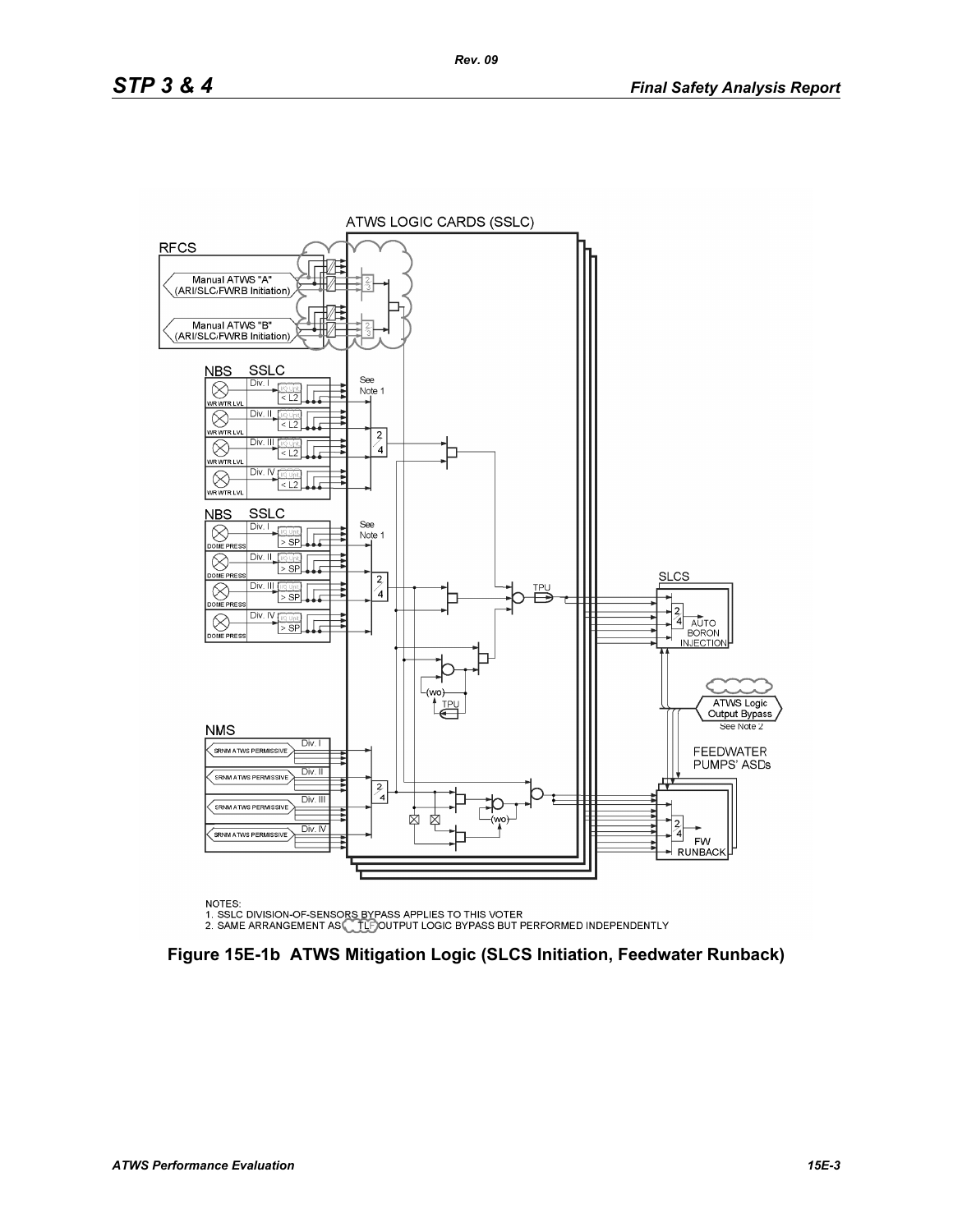ATWS LOGIC CARDS (SSLC)

RFCS

Manual ATWS "A" (ARI/SLC/FWRB Initiation)

Manual ATWS "B" (ARI/SLC/FWRB Initiation)

NBS SSLC

Div. I, Div. II, Div. III, Div. IV — WR WTR LVL — < L2

See Note 1

NBS SSLC

Div. I, Div. II, Div. III, Div. IV — DOME PRESS — > SP

See Note 1

NMS

SRNM ATWS PERMISSIVE — Div. I, Div. II, Div. III, Div. IV

SLCS — AUTO BORON INJECTION

ATWS Logic Output Bypass — See Note 2

FEEDWATER PUMPS' ASDs — FW RUNBACK

NOTES:
1. SSLC DIVISION-OF-SENSORS BYPASS APPLIES TO THIS VOTER
2. SAME ARRANGEMENT AS TLF OUTPUT LOGIC BYPASS BUT PERFORMED INDEPENDENTLY

**Figure 15E-1b ATWS Mitigation Logic (SLCS Initiation, Feedwater Runback)**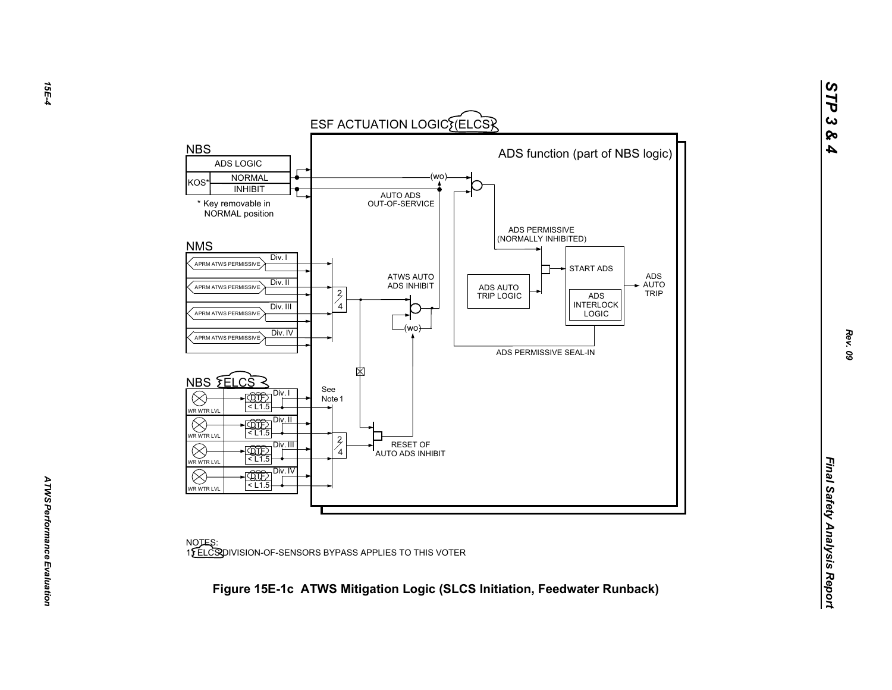ESF ACTUATION LOGIC (ELCS)

ADS function (part of NBS logic)

NBS

ADS LOGIC

KOS*

NORMAL

INHIBIT

* Key removable in NORMAL position

(wo)

AUTO ADS OUT-OF-SERVICE

ADS PERMISSIVE (NORMALLY INHIBITED)

NMS

APRM ATWS PERMISSIVE Div. I

APRM ATWS PERMISSIVE Div. II

APRM ATWS PERMISSIVE Div. III

APRM ATWS PERMISSIVE Div. IV

2/4

ATWS AUTO ADS INHIBIT

(wo)

START ADS

ADS AUTO TRIP LOGIC

ADS INTERLOCK LOGIC

ADS AUTO TRIP

ADS PERMISSIVE SEAL-IN

NBS (ELCS)

WR WTR LVL DTF < L1.5 Div. I

WR WTR LVL DTF < L1.5 Div. II

WR WTR LVL DTF < L1.5 Div. III

WR WTR LVL DTF < L1.5 Div. IV

See Note 1

2/4

RESET OF AUTO ADS INHIBIT

NOTES:

1. (ELCS) DIVISION-OF-SENSORS BYPASS APPLIES TO THIS VOTER

**Figure 15E-1c ATWS Mitigation Logic (SLCS Initiation, Feedwater Runback)**